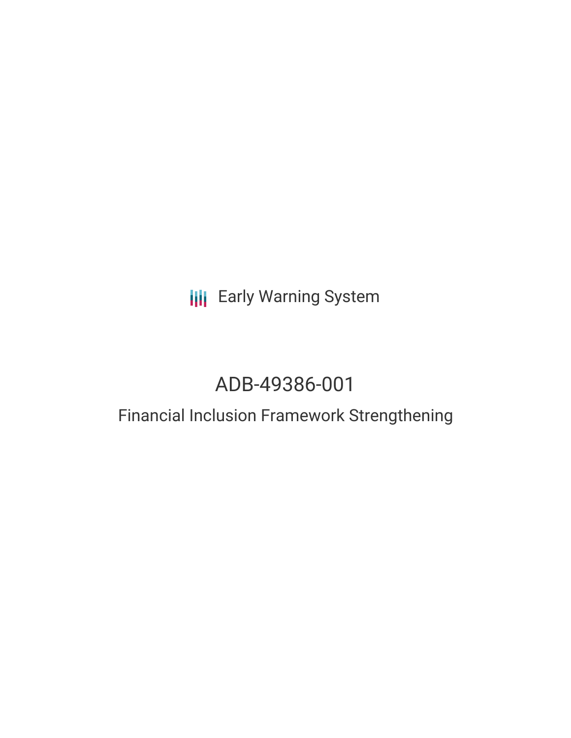Early Warning System

# ADB-49386-001

## Financial Inclusion Framework Strengthening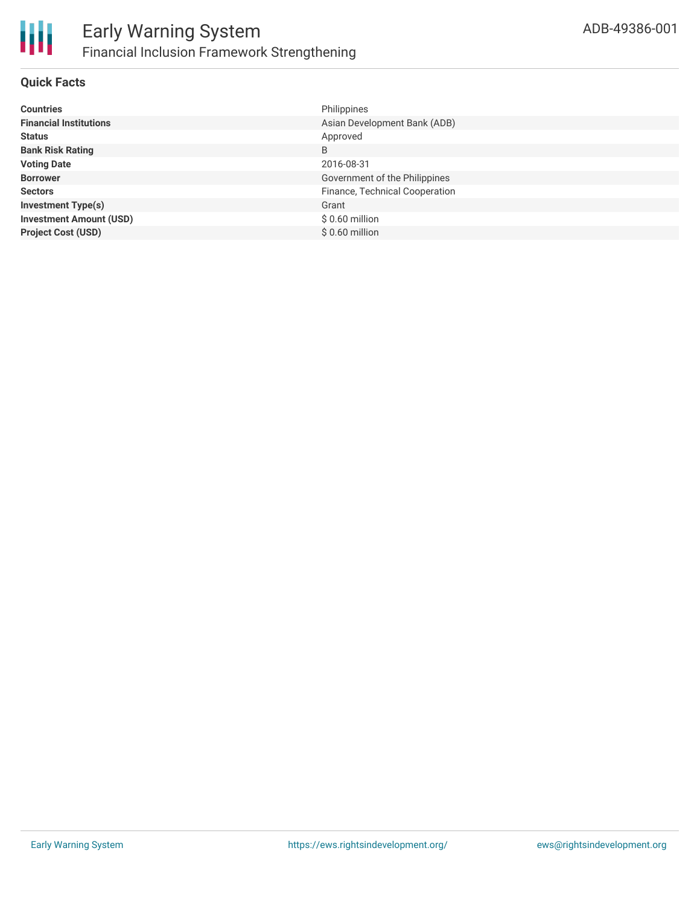# Early Warning System
## Financial Inclusion Framework Strengthening

ADB-49386-001

### Quick Facts

| | |
|---|---|
| **Countries** | Philippines |
| **Financial Institutions** | Asian Development Bank (ADB) |
| **Status** | Approved |
| **Bank Risk Rating** | B |
| **Voting Date** | 2016-08-31 |
| **Borrower** | Government of the Philippines |
| **Sectors** | Finance, Technical Cooperation |
| **Investment Type(s)** | Grant |
| **Investment Amount (USD)** | $ 0.60 million |
| **Project Cost (USD)** | $ 0.60 million |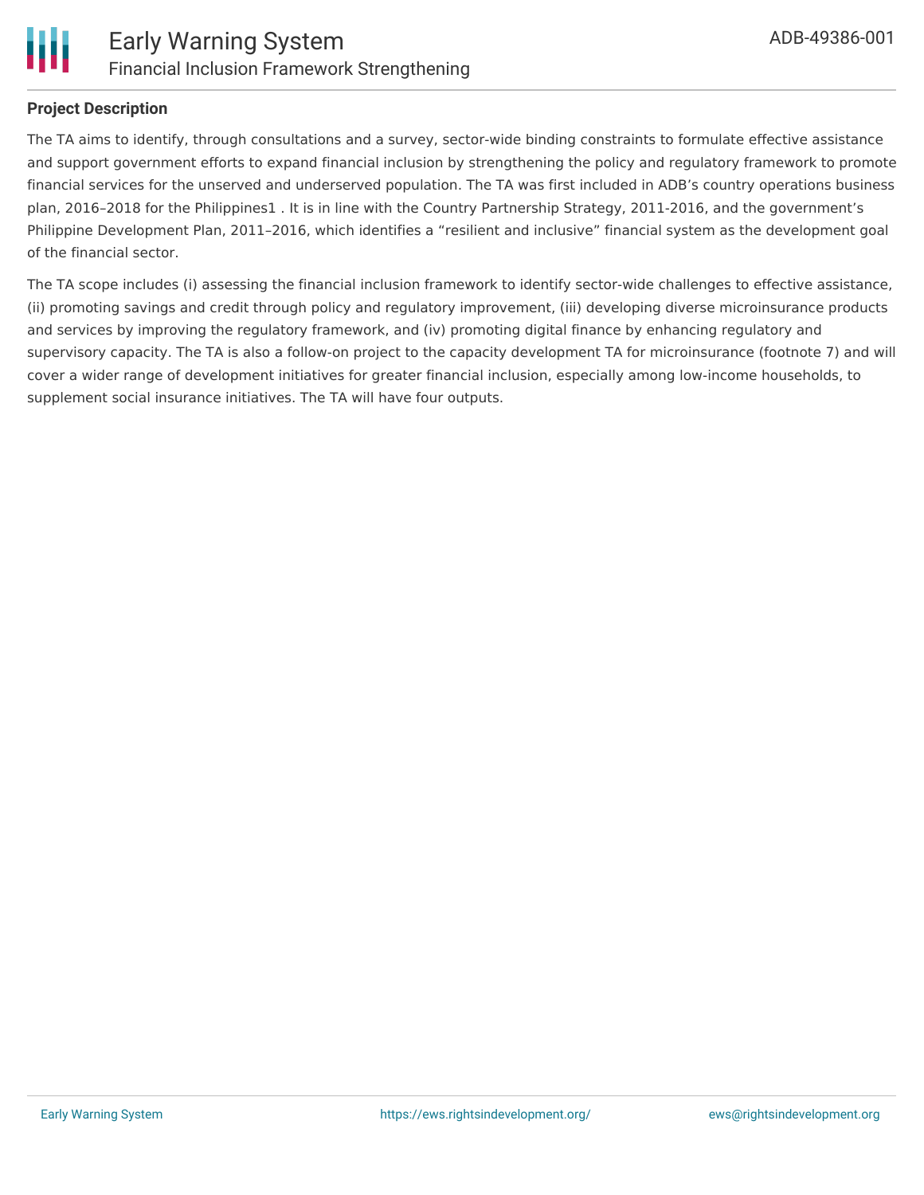## Project Description

The TA aims to identify, through consultations and a survey, sector-wide binding constraints to formulate effective assistance and support government efforts to expand financial inclusion by strengthening the policy and regulatory framework to promote financial services for the unserved and underserved population. The TA was first included in ADB's country operations business plan, 2016–2018 for the Philippines1 . It is in line with the Country Partnership Strategy, 2011-2016, and the government's Philippine Development Plan, 2011–2016, which identifies a "resilient and inclusive" financial system as the development goal of the financial sector.

The TA scope includes (i) assessing the financial inclusion framework to identify sector-wide challenges to effective assistance, (ii) promoting savings and credit through policy and regulatory improvement, (iii) developing diverse microinsurance products and services by improving the regulatory framework, and (iv) promoting digital finance by enhancing regulatory and supervisory capacity. The TA is also a follow-on project to the capacity development TA for microinsurance (footnote 7) and will cover a wider range of development initiatives for greater financial inclusion, especially among low-income households, to supplement social insurance initiatives. The TA will have four outputs.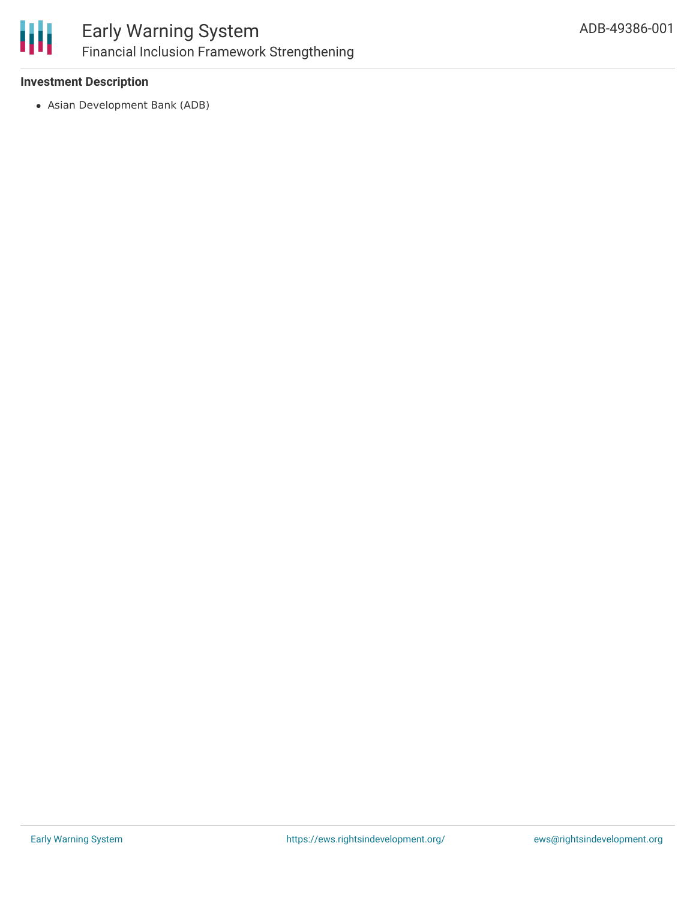### Investment Description

- Asian Development Bank (ADB)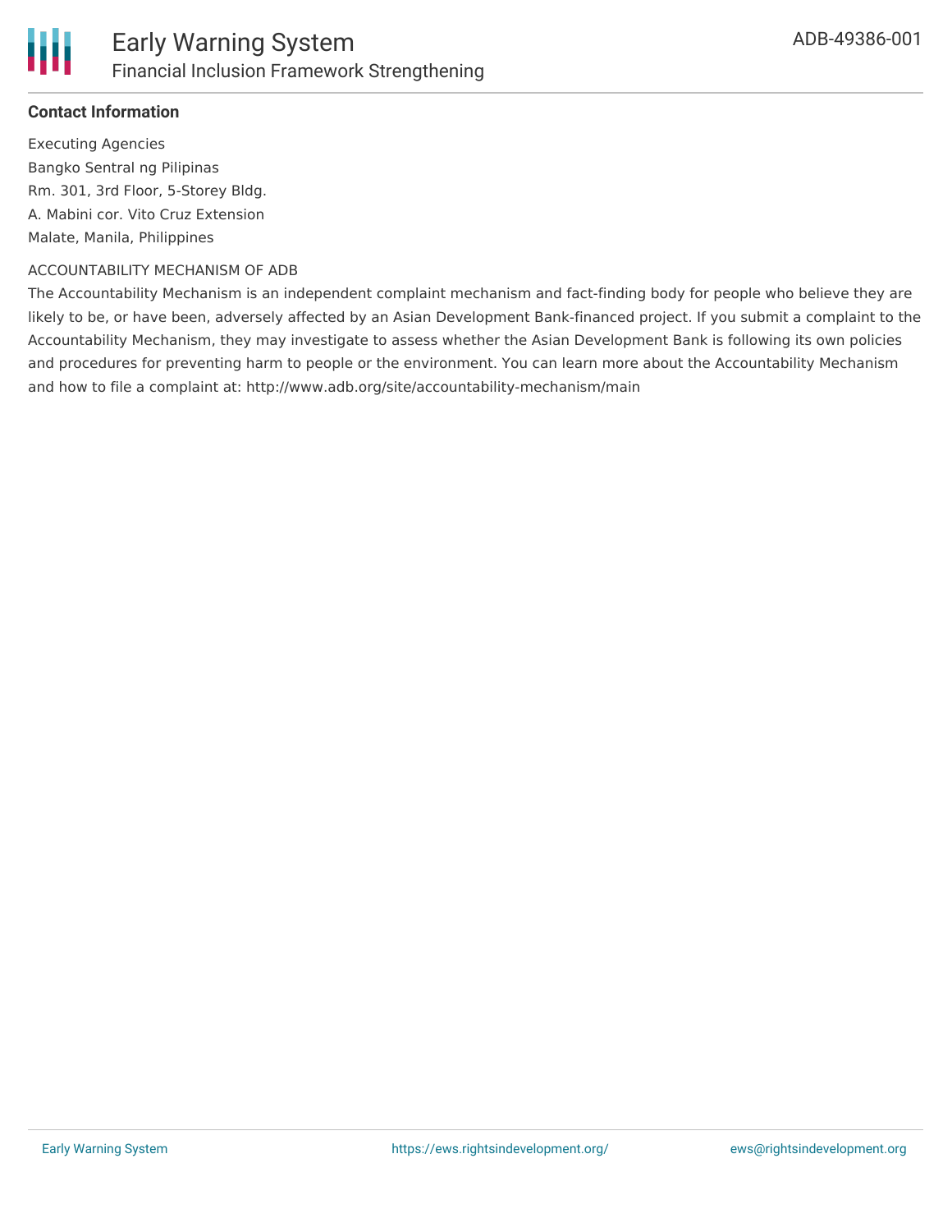**Contact Information**

Executing Agencies
Bangko Sentral ng Pilipinas
Rm. 301, 3rd Floor, 5-Storey Bldg.
A. Mabini cor. Vito Cruz Extension
Malate, Manila, Philippines

ACCOUNTABILITY MECHANISM OF ADB

The Accountability Mechanism is an independent complaint mechanism and fact-finding body for people who believe they are likely to be, or have been, adversely affected by an Asian Development Bank-financed project. If you submit a complaint to the Accountability Mechanism, they may investigate to assess whether the Asian Development Bank is following its own policies and procedures for preventing harm to people or the environment. You can learn more about the Accountability Mechanism and how to file a complaint at: http://www.adb.org/site/accountability-mechanism/main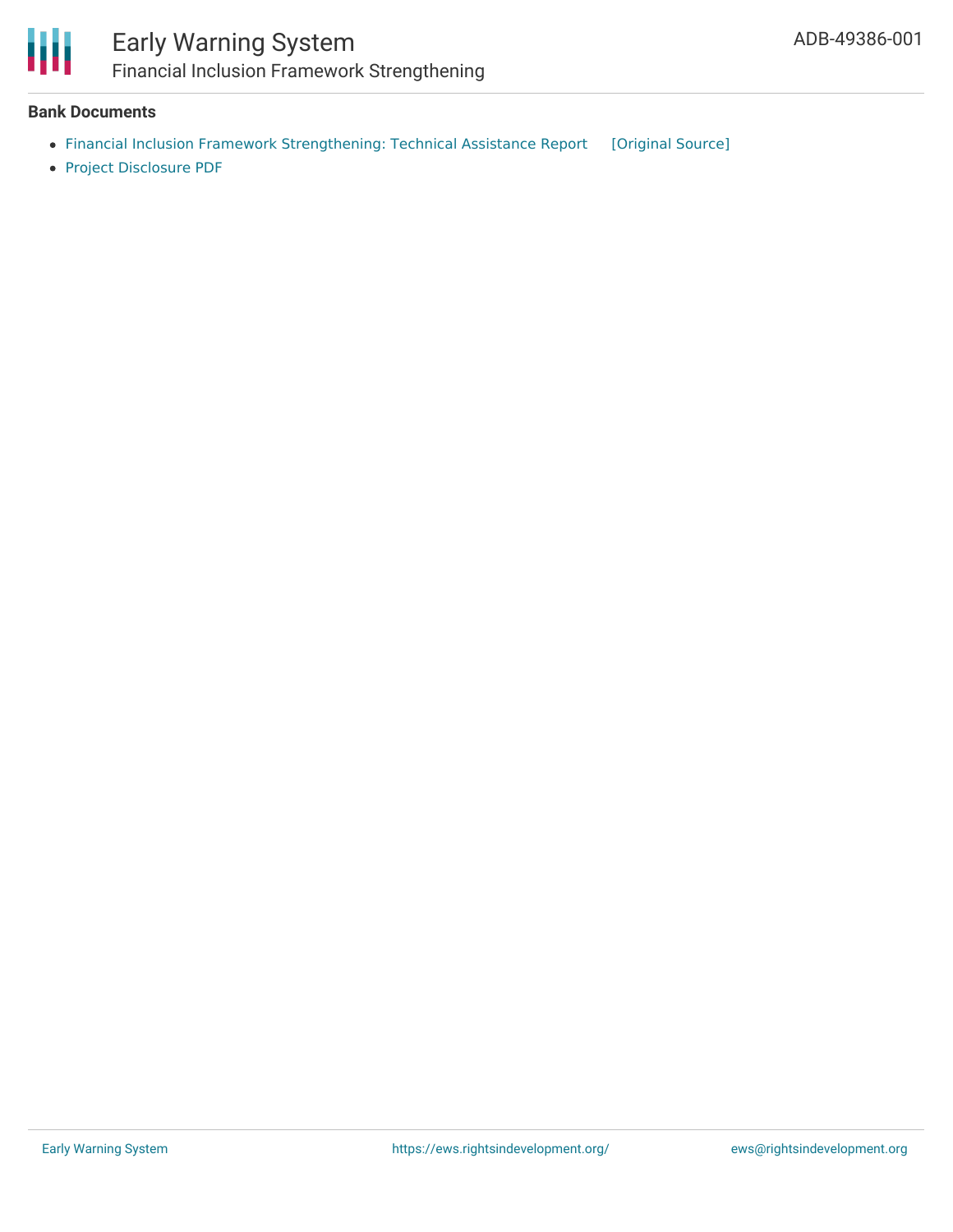**Bank Documents**

- Financial Inclusion Framework Strengthening: Technical Assistance Report [Original Source]
- Project Disclosure PDF